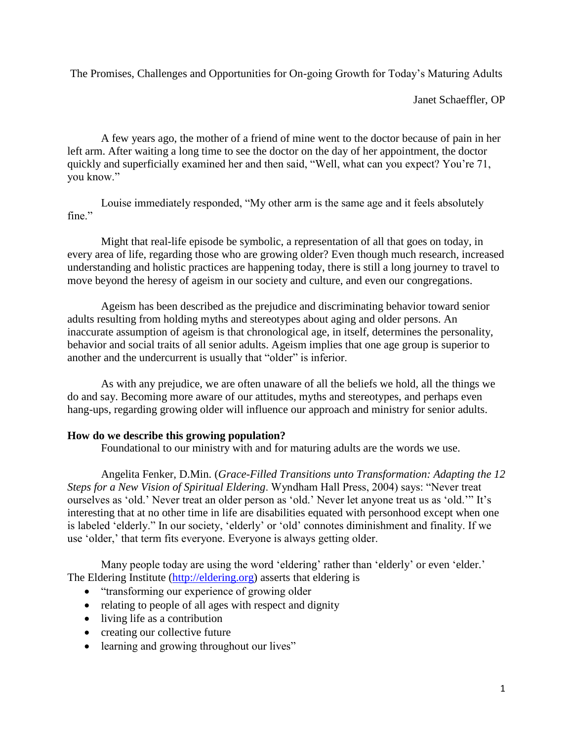The Promises, Challenges and Opportunities for On-going Growth for Today's Maturing Adults

Janet Schaeffler, OP

A few years ago, the mother of a friend of mine went to the doctor because of pain in her left arm. After waiting a long time to see the doctor on the day of her appointment, the doctor quickly and superficially examined her and then said, "Well, what can you expect? You're 71, you know."

Louise immediately responded, "My other arm is the same age and it feels absolutely fine."

Might that real-life episode be symbolic, a representation of all that goes on today, in every area of life, regarding those who are growing older? Even though much research, increased understanding and holistic practices are happening today, there is still a long journey to travel to move beyond the heresy of ageism in our society and culture, and even our congregations.

Ageism has been described as the prejudice and discriminating behavior toward senior adults resulting from holding myths and stereotypes about aging and older persons. An inaccurate assumption of ageism is that chronological age, in itself, determines the personality, behavior and social traits of all senior adults. Ageism implies that one age group is superior to another and the undercurrent is usually that "older" is inferior.

As with any prejudice, we are often unaware of all the beliefs we hold, all the things we do and say. Becoming more aware of our attitudes, myths and stereotypes, and perhaps even hang-ups, regarding growing older will influence our approach and ministry for senior adults.

**How do we describe this growing population?**

Foundational to our ministry with and for maturing adults are the words we use.

Angelita Fenker, D.Min. (*Grace-Filled Transitions unto Transformation: Adapting the 12 Steps for a New Vision of Spiritual Eldering*. Wyndham Hall Press, 2004) says: "Never treat ourselves as 'old.' Never treat an older person as 'old.' Never let anyone treat us as 'old.'" It's interesting that at no other time in life are disabilities equated with personhood except when one is labeled 'elderly." In our society, 'elderly' or 'old' connotes diminishment and finality. If we use 'older,' that term fits everyone. Everyone is always getting older.

Many people today are using the word 'eldering' rather than 'elderly' or even 'elder.' The Eldering Institute (http://eldering.org) asserts that eldering is

- "transforming our experience of growing older
- relating to people of all ages with respect and dignity
- living life as a contribution
- creating our collective future
- learning and growing throughout our lives"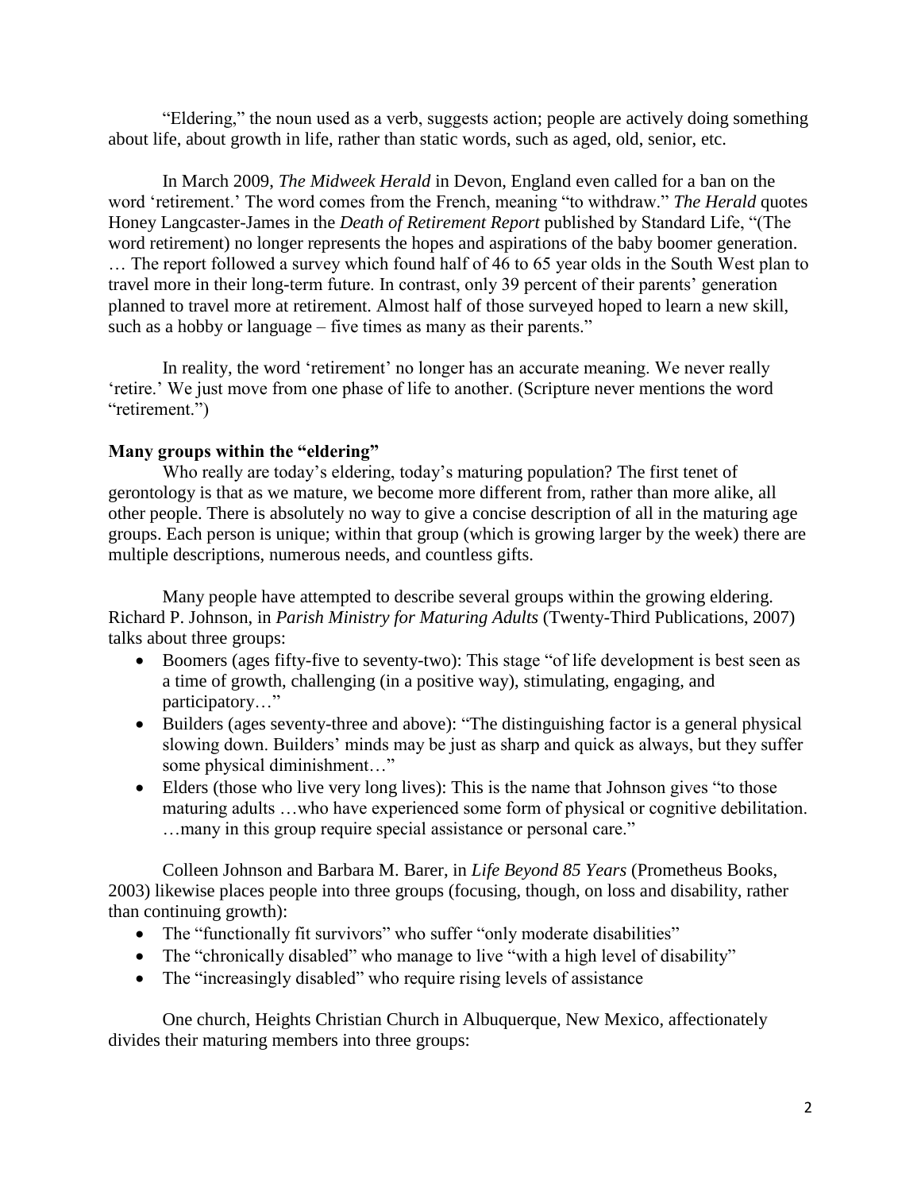"Eldering," the noun used as a verb, suggests action; people are actively doing something about life, about growth in life, rather than static words, such as aged, old, senior, etc.

In March 2009, *The Midweek Herald* in Devon, England even called for a ban on the word 'retirement.' The word comes from the French, meaning "to withdraw." *The Herald* quotes Honey Langcaster-James in the *Death of Retirement Report* published by Standard Life, "(The word retirement) no longer represents the hopes and aspirations of the baby boomer generation. … The report followed a survey which found half of 46 to 65 year olds in the South West plan to travel more in their long-term future. In contrast, only 39 percent of their parents' generation planned to travel more at retirement. Almost half of those surveyed hoped to learn a new skill, such as a hobby or language – five times as many as their parents."

In reality, the word 'retirement' no longer has an accurate meaning. We never really 'retire.' We just move from one phase of life to another. (Scripture never mentions the word "retirement.")

**Many groups within the "eldering"**

Who really are today's eldering, today's maturing population? The first tenet of gerontology is that as we mature, we become more different from, rather than more alike, all other people. There is absolutely no way to give a concise description of all in the maturing age groups. Each person is unique; within that group (which is growing larger by the week) there are multiple descriptions, numerous needs, and countless gifts.

Many people have attempted to describe several groups within the growing eldering. Richard P. Johnson, in *Parish Ministry for Maturing Adults* (Twenty-Third Publications, 2007) talks about three groups:

- Boomers (ages fifty-five to seventy-two): This stage "of life development is best seen as a time of growth, challenging (in a positive way), stimulating, engaging, and participatory…"
- Builders (ages seventy-three and above): "The distinguishing factor is a general physical slowing down. Builders' minds may be just as sharp and quick as always, but they suffer some physical diminishment…"
- Elders (those who live very long lives): This is the name that Johnson gives "to those maturing adults …who have experienced some form of physical or cognitive debilitation. …many in this group require special assistance or personal care."

Colleen Johnson and Barbara M. Barer, in *Life Beyond 85 Years* (Prometheus Books, 2003) likewise places people into three groups (focusing, though, on loss and disability, rather than continuing growth):

- The "functionally fit survivors" who suffer "only moderate disabilities"
- The "chronically disabled" who manage to live "with a high level of disability"
- The "increasingly disabled" who require rising levels of assistance

One church, Heights Christian Church in Albuquerque, New Mexico, affectionately divides their maturing members into three groups: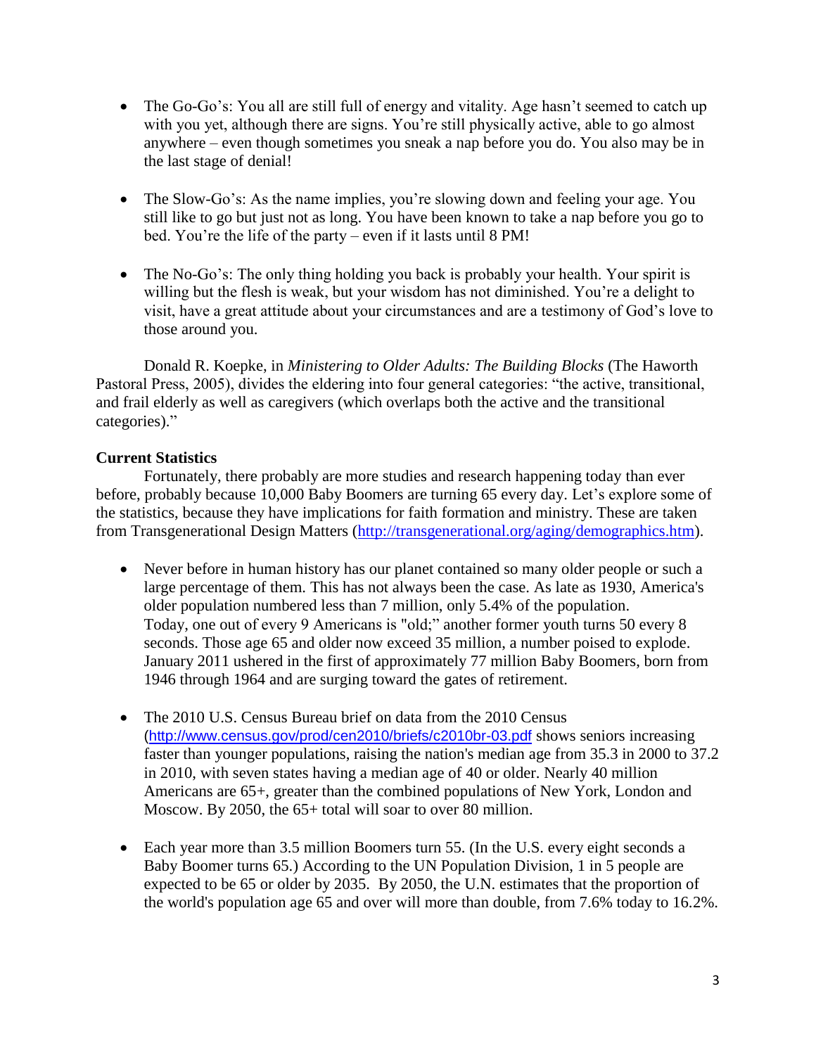- The Go-Go's: You all are still full of energy and vitality. Age hasn't seemed to catch up with you yet, although there are signs. You're still physically active, able to go almost anywhere – even though sometimes you sneak a nap before you do. You also may be in the last stage of denial!

- The Slow-Go's: As the name implies, you're slowing down and feeling your age. You still like to go but just not as long. You have been known to take a nap before you go to bed. You're the life of the party – even if it lasts until 8 PM!

- The No-Go's: The only thing holding you back is probably your health. Your spirit is willing but the flesh is weak, but your wisdom has not diminished. You're a delight to visit, have a great attitude about your circumstances and are a testimony of God's love to those around you.

Donald R. Koepke, in *Ministering to Older Adults: The Building Blocks* (The Haworth Pastoral Press, 2005), divides the eldering into four general categories: "the active, transitional, and frail elderly as well as caregivers (which overlaps both the active and the transitional categories)."

**Current Statistics**

Fortunately, there probably are more studies and research happening today than ever before, probably because 10,000 Baby Boomers are turning 65 every day. Let's explore some of the statistics, because they have implications for faith formation and ministry. These are taken from Transgenerational Design Matters (http://transgenerational.org/aging/demographics.htm).

- Never before in human history has our planet contained so many older people or such a large percentage of them. This has not always been the case. As late as 1930, America's older population numbered less than 7 million, only 5.4% of the population. Today, one out of every 9 Americans is "old;" another former youth turns 50 every 8 seconds. Those age 65 and older now exceed 35 million, a number poised to explode. January 2011 ushered in the first of approximately 77 million Baby Boomers, born from 1946 through 1964 and are surging toward the gates of retirement.

- The 2010 U.S. Census Bureau brief on data from the 2010 Census (http://www.census.gov/prod/cen2010/briefs/c2010br-03.pdf shows seniors increasing faster than younger populations, raising the nation's median age from 35.3 in 2000 to 37.2 in 2010, with seven states having a median age of 40 or older. Nearly 40 million Americans are 65+, greater than the combined populations of New York, London and Moscow. By 2050, the 65+ total will soar to over 80 million.

- Each year more than 3.5 million Boomers turn 55. (In the U.S. every eight seconds a Baby Boomer turns 65.) According to the UN Population Division, 1 in 5 people are expected to be 65 or older by 2035. By 2050, the U.N. estimates that the proportion of the world's population age 65 and over will more than double, from 7.6% today to 16.2%.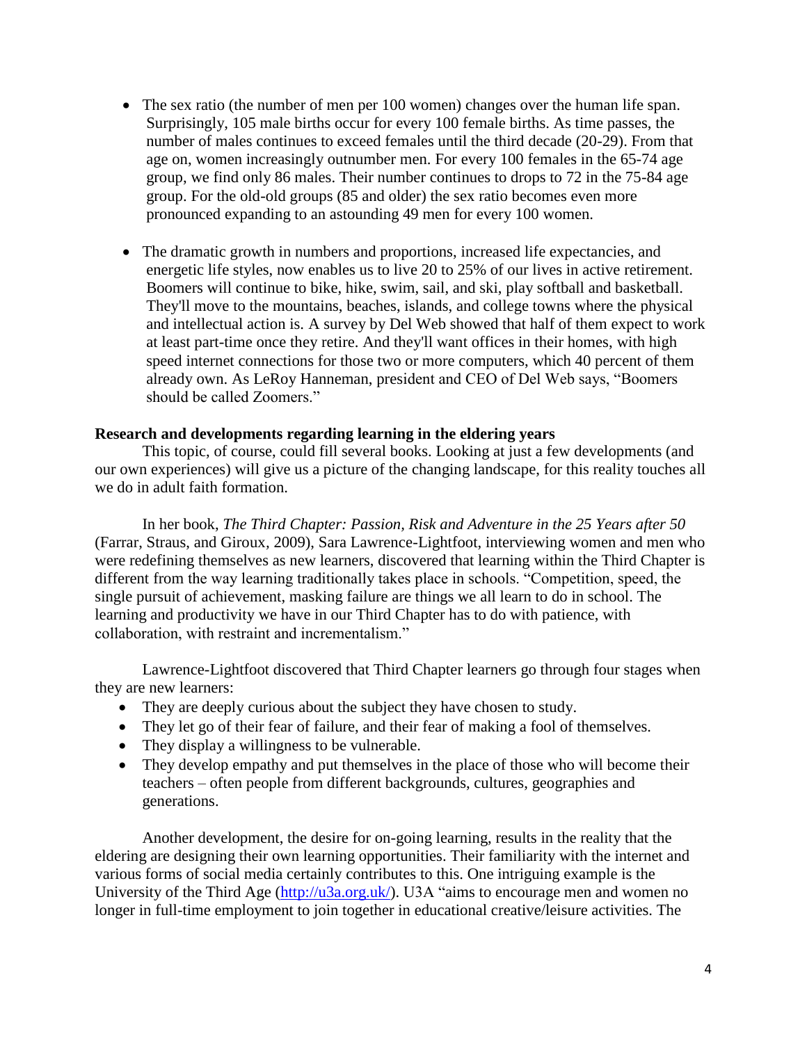- The sex ratio (the number of men per 100 women) changes over the human life span. Surprisingly, 105 male births occur for every 100 female births. As time passes, the number of males continues to exceed females until the third decade (20-29). From that age on, women increasingly outnumber men. For every 100 females in the 65-74 age group, we find only 86 males. Their number continues to drops to 72 in the 75-84 age group. For the old-old groups (85 and older) the sex ratio becomes even more pronounced expanding to an astounding 49 men for every 100 women.

- The dramatic growth in numbers and proportions, increased life expectancies, and energetic life styles, now enables us to live 20 to 25% of our lives in active retirement. Boomers will continue to bike, hike, swim, sail, and ski, play softball and basketball. They'll move to the mountains, beaches, islands, and college towns where the physical and intellectual action is. A survey by Del Web showed that half of them expect to work at least part-time once they retire. And they'll want offices in their homes, with high speed internet connections for those two or more computers, which 40 percent of them already own. As LeRoy Hanneman, president and CEO of Del Web says, "Boomers should be called Zoomers."

**Research and developments regarding learning in the eldering years**

This topic, of course, could fill several books. Looking at just a few developments (and our own experiences) will give us a picture of the changing landscape, for this reality touches all we do in adult faith formation.

In her book, *The Third Chapter: Passion, Risk and Adventure in the 25 Years after 50* (Farrar, Straus, and Giroux, 2009), Sara Lawrence-Lightfoot, interviewing women and men who were redefining themselves as new learners, discovered that learning within the Third Chapter is different from the way learning traditionally takes place in schools. "Competition, speed, the single pursuit of achievement, masking failure are things we all learn to do in school. The learning and productivity we have in our Third Chapter has to do with patience, with collaboration, with restraint and incrementalism."

Lawrence-Lightfoot discovered that Third Chapter learners go through four stages when they are new learners:

- They are deeply curious about the subject they have chosen to study.
- They let go of their fear of failure, and their fear of making a fool of themselves.
- They display a willingness to be vulnerable.
- They develop empathy and put themselves in the place of those who will become their teachers – often people from different backgrounds, cultures, geographies and generations.

Another development, the desire for on-going learning, results in the reality that the eldering are designing their own learning opportunities. Their familiarity with the internet and various forms of social media certainly contributes to this. One intriguing example is the University of the Third Age ([http://u3a.org.uk/](http://u3a.org.uk/)). U3A "aims to encourage men and women no longer in full-time employment to join together in educational creative/leisure activities. The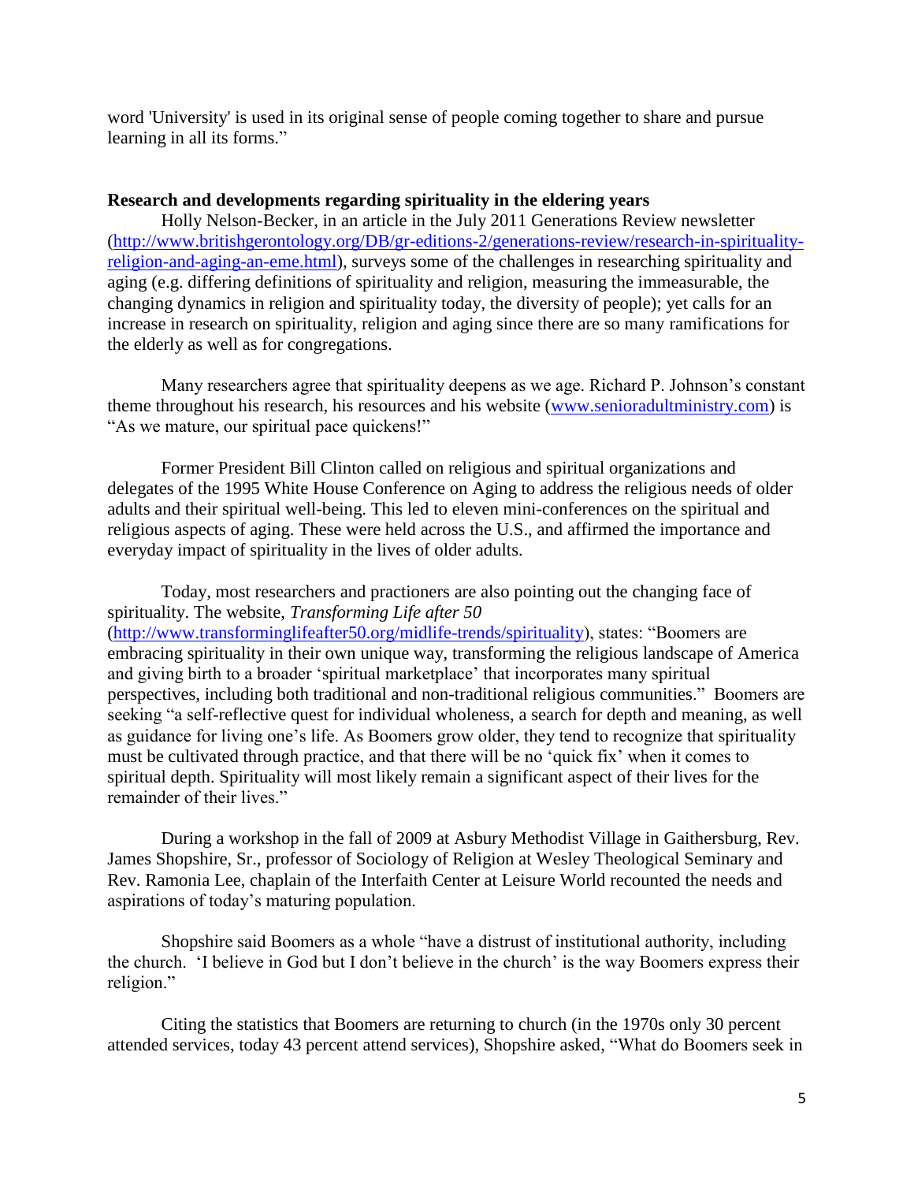word 'University' is used in its original sense of people coming together to share and pursue learning in all its forms."

**Research and developments regarding spirituality in the eldering years**

Holly Nelson-Becker, in an article in the July 2011 Generations Review newsletter (http://www.britishgerontology.org/DB/gr-editions-2/generations-review/research-in-spirituality-religion-and-aging-an-eme.html), surveys some of the challenges in researching spirituality and aging (e.g. differing definitions of spirituality and religion, measuring the immeasurable, the changing dynamics in religion and spirituality today, the diversity of people); yet calls for an increase in research on spirituality, religion and aging since there are so many ramifications for the elderly as well as for congregations.

Many researchers agree that spirituality deepens as we age. Richard P. Johnson's constant theme throughout his research, his resources and his website (www.senioradultministry.com) is "As we mature, our spiritual pace quickens!"

Former President Bill Clinton called on religious and spiritual organizations and delegates of the 1995 White House Conference on Aging to address the religious needs of older adults and their spiritual well-being. This led to eleven mini-conferences on the spiritual and religious aspects of aging. These were held across the U.S., and affirmed the importance and everyday impact of spirituality in the lives of older adults.

Today, most researchers and practioners are also pointing out the changing face of spirituality. The website, *Transforming Life after 50* (http://www.transforminglifeafter50.org/midlife-trends/spirituality), states: "Boomers are embracing spirituality in their own unique way, transforming the religious landscape of America and giving birth to a broader 'spiritual marketplace' that incorporates many spiritual perspectives, including both traditional and non-traditional religious communities." Boomers are seeking "a self-reflective quest for individual wholeness, a search for depth and meaning, as well as guidance for living one's life. As Boomers grow older, they tend to recognize that spirituality must be cultivated through practice, and that there will be no 'quick fix' when it comes to spiritual depth. Spirituality will most likely remain a significant aspect of their lives for the remainder of their lives."

During a workshop in the fall of 2009 at Asbury Methodist Village in Gaithersburg, Rev. James Shopshire, Sr., professor of Sociology of Religion at Wesley Theological Seminary and Rev. Ramonia Lee, chaplain of the Interfaith Center at Leisure World recounted the needs and aspirations of today's maturing population.

Shopshire said Boomers as a whole "have a distrust of institutional authority, including the church. 'I believe in God but I don't believe in the church' is the way Boomers express their religion."

Citing the statistics that Boomers are returning to church (in the 1970s only 30 percent attended services, today 43 percent attend services), Shopshire asked, "What do Boomers seek in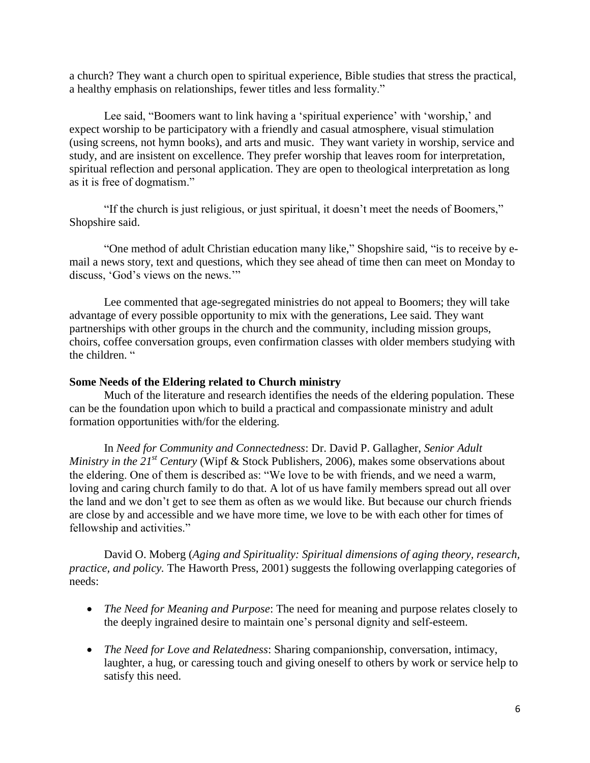a church? They want a church open to spiritual experience, Bible studies that stress the practical, a healthy emphasis on relationships, fewer titles and less formality."

Lee said, "Boomers want to link having a 'spiritual experience' with 'worship,' and expect worship to be participatory with a friendly and casual atmosphere, visual stimulation (using screens, not hymn books), and arts and music. They want variety in worship, service and study, and are insistent on excellence. They prefer worship that leaves room for interpretation, spiritual reflection and personal application. They are open to theological interpretation as long as it is free of dogmatism."

"If the church is just religious, or just spiritual, it doesn't meet the needs of Boomers," Shopshire said.

"One method of adult Christian education many like," Shopshire said, "is to receive by e-mail a news story, text and questions, which they see ahead of time then can meet on Monday to discuss, 'God's views on the news.'"

Lee commented that age-segregated ministries do not appeal to Boomers; they will take advantage of every possible opportunity to mix with the generations, Lee said. They want partnerships with other groups in the church and the community, including mission groups, choirs, coffee conversation groups, even confirmation classes with older members studying with the children. "

**Some Needs of the Eldering related to Church ministry**

Much of the literature and research identifies the needs of the eldering population. These can be the foundation upon which to build a practical and compassionate ministry and adult formation opportunities with/for the eldering.

In *Need for Community and Connectedness*: Dr. David P. Gallagher, *Senior Adult Ministry in the 21st Century* (Wipf & Stock Publishers, 2006), makes some observations about the eldering. One of them is described as: "We love to be with friends, and we need a warm, loving and caring church family to do that. A lot of us have family members spread out all over the land and we don't get to see them as often as we would like. But because our church friends are close by and accessible and we have more time, we love to be with each other for times of fellowship and activities."

David O. Moberg (*Aging and Spirituality: Spiritual dimensions of aging theory, research, practice, and policy.* The Haworth Press, 2001) suggests the following overlapping categories of needs:

- *The Need for Meaning and Purpose*: The need for meaning and purpose relates closely to the deeply ingrained desire to maintain one's personal dignity and self-esteem.
- *The Need for Love and Relatedness*: Sharing companionship, conversation, intimacy, laughter, a hug, or caressing touch and giving oneself to others by work or service help to satisfy this need.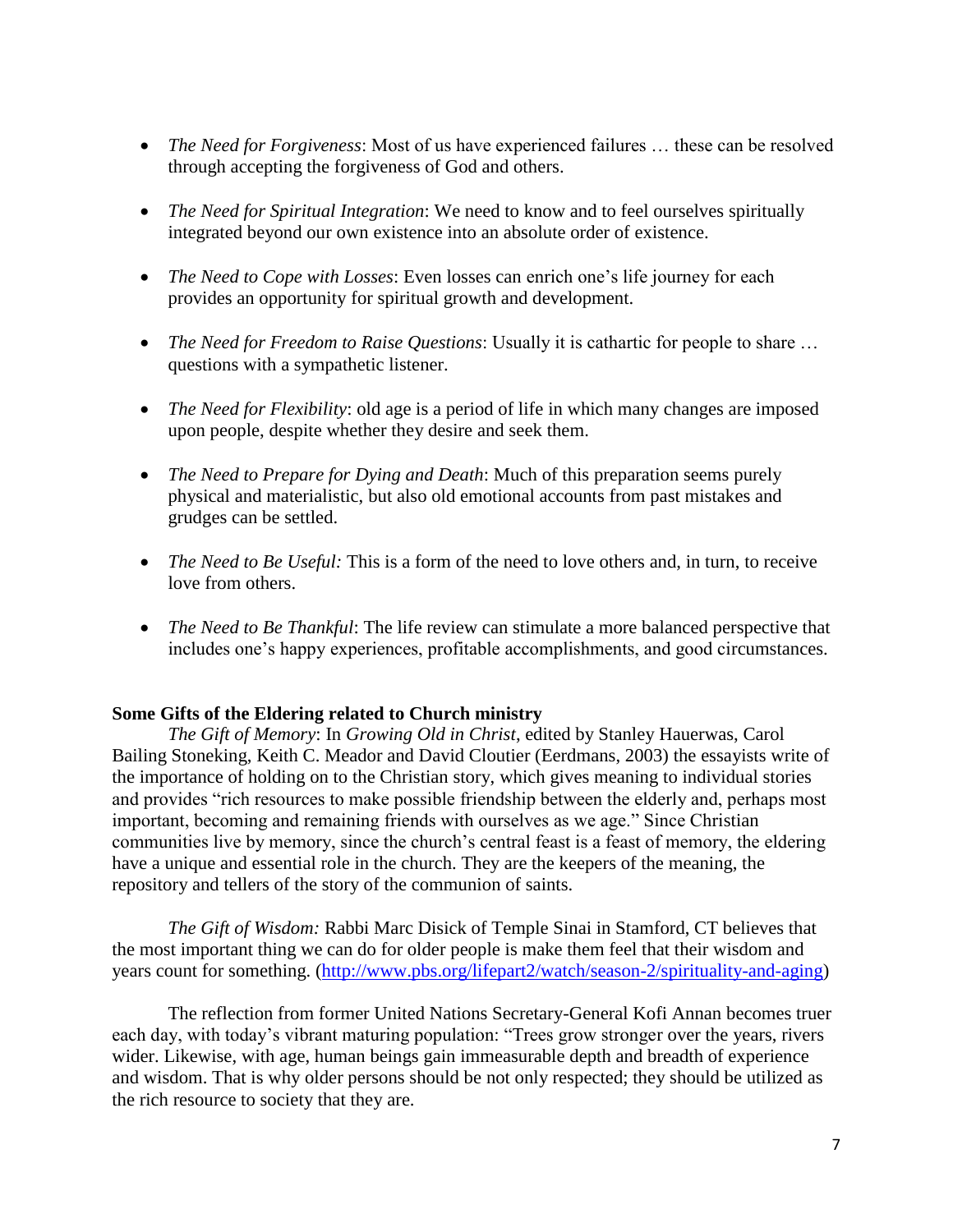- *The Need for Forgiveness*: Most of us have experienced failures … these can be resolved through accepting the forgiveness of God and others.

- *The Need for Spiritual Integration*: We need to know and to feel ourselves spiritually integrated beyond our own existence into an absolute order of existence.

- *The Need to Cope with Losses*: Even losses can enrich one's life journey for each provides an opportunity for spiritual growth and development.

- *The Need for Freedom to Raise Questions*: Usually it is cathartic for people to share … questions with a sympathetic listener.

- *The Need for Flexibility*: old age is a period of life in which many changes are imposed upon people, despite whether they desire and seek them.

- *The Need to Prepare for Dying and Death*: Much of this preparation seems purely physical and materialistic, but also old emotional accounts from past mistakes and grudges can be settled.

- *The Need to Be Useful:* This is a form of the need to love others and, in turn, to receive love from others.

- *The Need to Be Thankful*: The life review can stimulate a more balanced perspective that includes one's happy experiences, profitable accomplishments, and good circumstances.

**Some Gifts of the Eldering related to Church ministry**

*The Gift of Memory*: In *Growing Old in Christ*, edited by Stanley Hauerwas, Carol Bailing Stoneking, Keith C. Meador and David Cloutier (Eerdmans, 2003) the essayists write of the importance of holding on to the Christian story, which gives meaning to individual stories and provides "rich resources to make possible friendship between the elderly and, perhaps most important, becoming and remaining friends with ourselves as we age." Since Christian communities live by memory, since the church's central feast is a feast of memory, the eldering have a unique and essential role in the church. They are the keepers of the meaning, the repository and tellers of the story of the communion of saints.

*The Gift of Wisdom:* Rabbi Marc Disick of Temple Sinai in Stamford, CT believes that the most important thing we can do for older people is make them feel that their wisdom and years count for something. (http://www.pbs.org/lifepart2/watch/season-2/spirituality-and-aging)

The reflection from former United Nations Secretary-General Kofi Annan becomes truer each day, with today's vibrant maturing population: "Trees grow stronger over the years, rivers wider. Likewise, with age, human beings gain immeasurable depth and breadth of experience and wisdom. That is why older persons should be not only respected; they should be utilized as the rich resource to society that they are.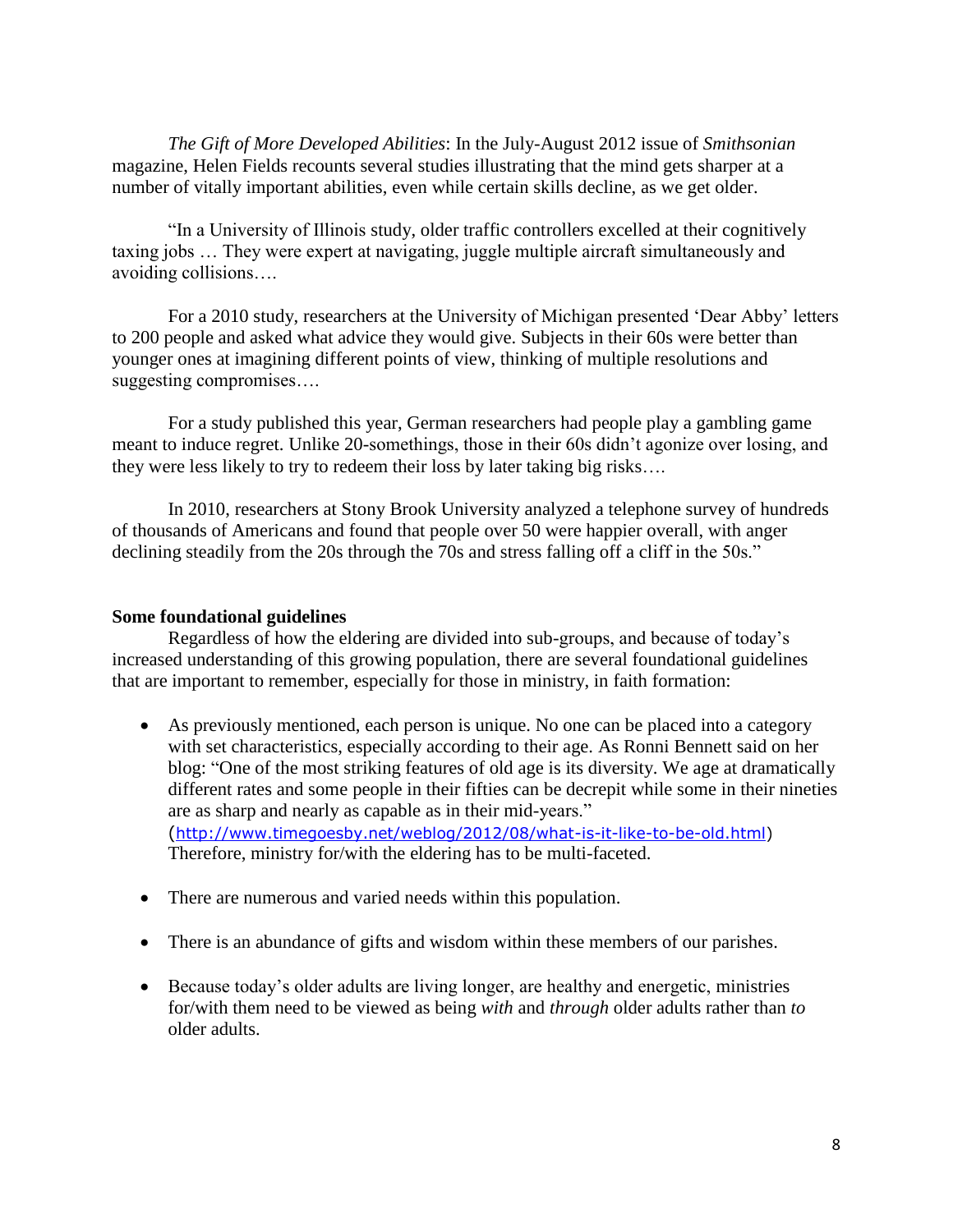*The Gift of More Developed Abilities*: In the July-August 2012 issue of *Smithsonian* magazine, Helen Fields recounts several studies illustrating that the mind gets sharper at a number of vitally important abilities, even while certain skills decline, as we get older.

"In a University of Illinois study, older traffic controllers excelled at their cognitively taxing jobs … They were expert at navigating, juggle multiple aircraft simultaneously and avoiding collisions….

For a 2010 study, researchers at the University of Michigan presented 'Dear Abby' letters to 200 people and asked what advice they would give. Subjects in their 60s were better than younger ones at imagining different points of view, thinking of multiple resolutions and suggesting compromises….

For a study published this year, German researchers had people play a gambling game meant to induce regret. Unlike 20-somethings, those in their 60s didn't agonize over losing, and they were less likely to try to redeem their loss by later taking big risks….

In 2010, researchers at Stony Brook University analyzed a telephone survey of hundreds of thousands of Americans and found that people over 50 were happier overall, with anger declining steadily from the 20s through the 70s and stress falling off a cliff in the 50s."

**Some foundational guidelines**

Regardless of how the eldering are divided into sub-groups, and because of today's increased understanding of this growing population, there are several foundational guidelines that are important to remember, especially for those in ministry, in faith formation:

- As previously mentioned, each person is unique. No one can be placed into a category with set characteristics, especially according to their age. As Ronni Bennett said on her blog: "One of the most striking features of old age is its diversity. We age at dramatically different rates and some people in their fifties can be decrepit while some in their nineties are as sharp and nearly as capable as in their mid-years." (http://www.timegoesby.net/weblog/2012/08/what-is-it-like-to-be-old.html) Therefore, ministry for/with the eldering has to be multi-faceted.

- There are numerous and varied needs within this population.

- There is an abundance of gifts and wisdom within these members of our parishes.

- Because today's older adults are living longer, are healthy and energetic, ministries for/with them need to be viewed as being *with* and *through* older adults rather than *to* older adults.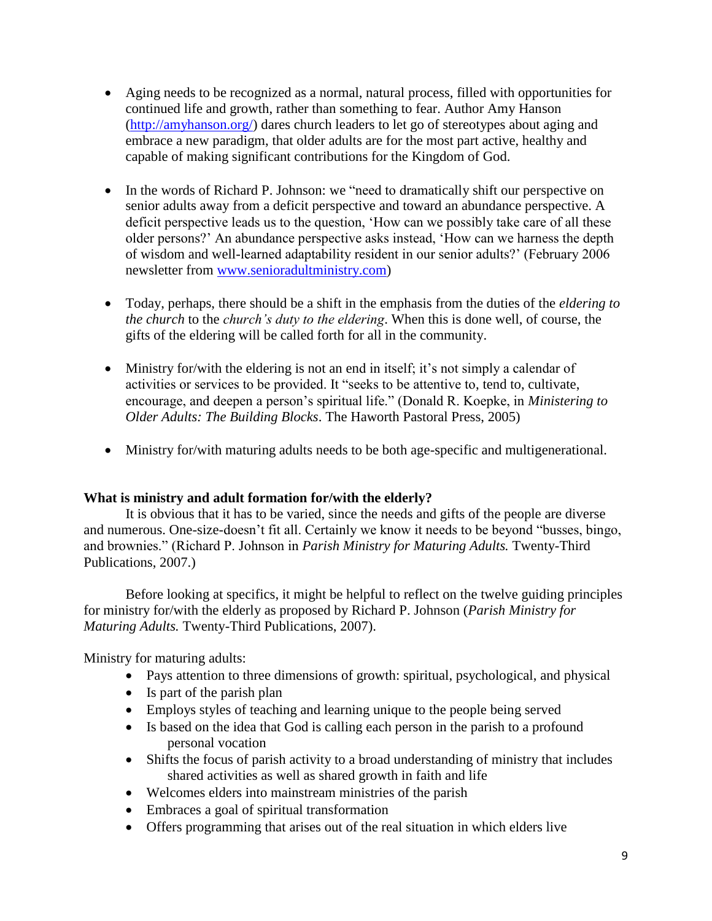- Aging needs to be recognized as a normal, natural process, filled with opportunities for continued life and growth, rather than something to fear. Author Amy Hanson (http://amyhanson.org/) dares church leaders to let go of stereotypes about aging and embrace a new paradigm, that older adults are for the most part active, healthy and capable of making significant contributions for the Kingdom of God.

- In the words of Richard P. Johnson: we "need to dramatically shift our perspective on senior adults away from a deficit perspective and toward an abundance perspective. A deficit perspective leads us to the question, 'How can we possibly take care of all these older persons?' An abundance perspective asks instead, 'How can we harness the depth of wisdom and well-learned adaptability resident in our senior adults?' (February 2006 newsletter from www.senioradultministry.com)

- Today, perhaps, there should be a shift in the emphasis from the duties of the *eldering to the church* to the *church's duty to the eldering*. When this is done well, of course, the gifts of the eldering will be called forth for all in the community.

- Ministry for/with the eldering is not an end in itself; it's not simply a calendar of activities or services to be provided. It "seeks to be attentive to, tend to, cultivate, encourage, and deepen a person's spiritual life." (Donald R. Koepke, in *Ministering to Older Adults: The Building Blocks*. The Haworth Pastoral Press, 2005)

- Ministry for/with maturing adults needs to be both age-specific and multigenerational.

**What is ministry and adult formation for/with the elderly?**

It is obvious that it has to be varied, since the needs and gifts of the people are diverse and numerous. One-size-doesn't fit all. Certainly we know it needs to be beyond "busses, bingo, and brownies." (Richard P. Johnson in *Parish Ministry for Maturing Adults.* Twenty-Third Publications, 2007.)

Before looking at specifics, it might be helpful to reflect on the twelve guiding principles for ministry for/with the elderly as proposed by Richard P. Johnson (*Parish Ministry for Maturing Adults.* Twenty-Third Publications, 2007).

Ministry for maturing adults:

- Pays attention to three dimensions of growth: spiritual, psychological, and physical
- Is part of the parish plan
- Employs styles of teaching and learning unique to the people being served
- Is based on the idea that God is calling each person in the parish to a profound personal vocation
- Shifts the focus of parish activity to a broad understanding of ministry that includes shared activities as well as shared growth in faith and life
- Welcomes elders into mainstream ministries of the parish
- Embraces a goal of spiritual transformation
- Offers programming that arises out of the real situation in which elders live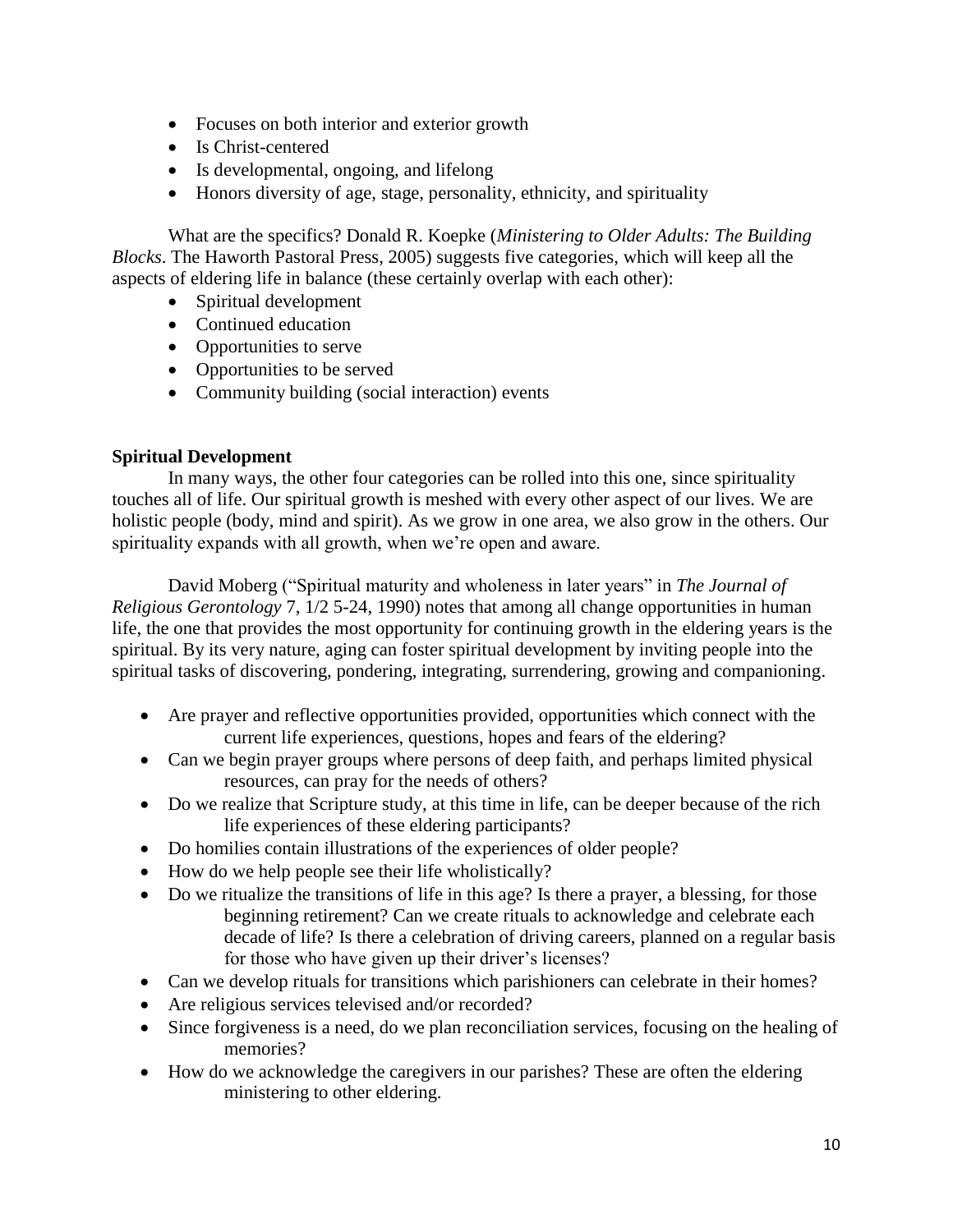- Focuses on both interior and exterior growth
- Is Christ-centered
- Is developmental, ongoing, and lifelong
- Honors diversity of age, stage, personality, ethnicity, and spirituality

What are the specifics? Donald R. Koepke (*Ministering to Older Adults: The Building Blocks*. The Haworth Pastoral Press, 2005) suggests five categories, which will keep all the aspects of eldering life in balance (these certainly overlap with each other):

- Spiritual development
- Continued education
- Opportunities to serve
- Opportunities to be served
- Community building (social interaction) events

**Spiritual Development**

In many ways, the other four categories can be rolled into this one, since spirituality touches all of life. Our spiritual growth is meshed with every other aspect of our lives. We are holistic people (body, mind and spirit). As we grow in one area, we also grow in the others. Our spirituality expands with all growth, when we're open and aware.

David Moberg ("Spiritual maturity and wholeness in later years" in *The Journal of Religious Gerontology* 7, 1/2 5-24, 1990) notes that among all change opportunities in human life, the one that provides the most opportunity for continuing growth in the eldering years is the spiritual. By its very nature, aging can foster spiritual development by inviting people into the spiritual tasks of discovering, pondering, integrating, surrendering, growing and companioning.

- Are prayer and reflective opportunities provided, opportunities which connect with the current life experiences, questions, hopes and fears of the eldering?
- Can we begin prayer groups where persons of deep faith, and perhaps limited physical resources, can pray for the needs of others?
- Do we realize that Scripture study, at this time in life, can be deeper because of the rich life experiences of these eldering participants?
- Do homilies contain illustrations of the experiences of older people?
- How do we help people see their life wholistically?
- Do we ritualize the transitions of life in this age? Is there a prayer, a blessing, for those beginning retirement? Can we create rituals to acknowledge and celebrate each decade of life? Is there a celebration of driving careers, planned on a regular basis for those who have given up their driver's licenses?
- Can we develop rituals for transitions which parishioners can celebrate in their homes?
- Are religious services televised and/or recorded?
- Since forgiveness is a need, do we plan reconciliation services, focusing on the healing of memories?
- How do we acknowledge the caregivers in our parishes? These are often the eldering ministering to other eldering.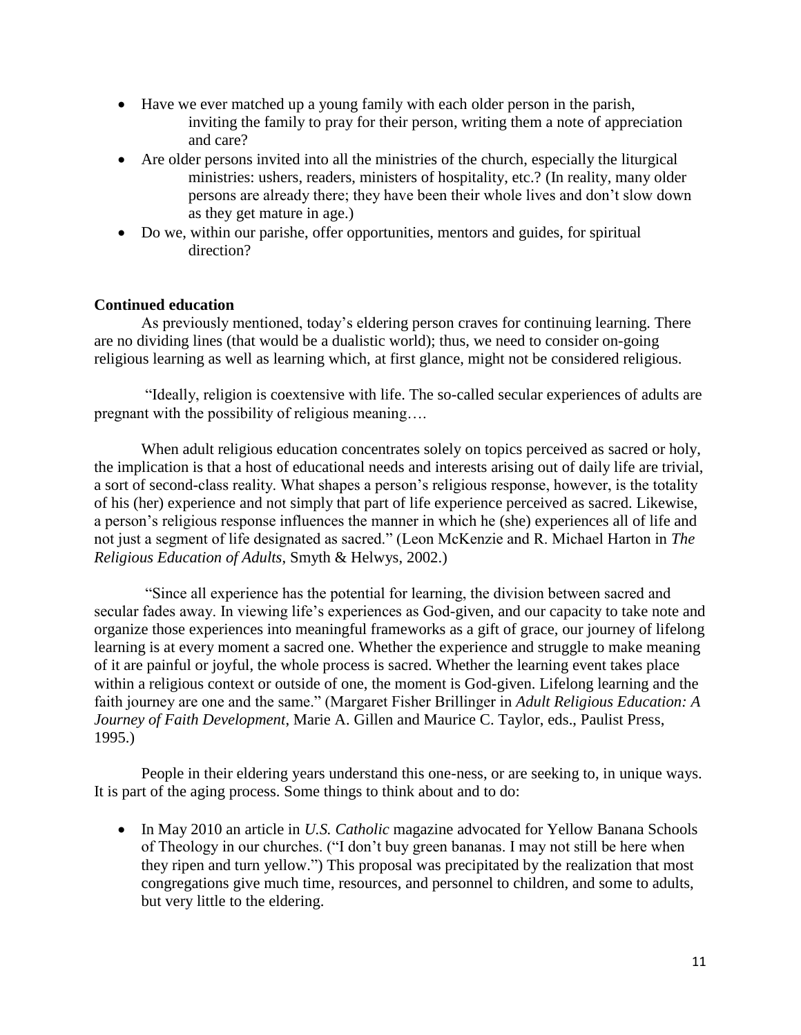- Have we ever matched up a young family with each older person in the parish, inviting the family to pray for their person, writing them a note of appreciation and care?
- Are older persons invited into all the ministries of the church, especially the liturgical ministries: ushers, readers, ministers of hospitality, etc.? (In reality, many older persons are already there; they have been their whole lives and don't slow down as they get mature in age.)
- Do we, within our parishe, offer opportunities, mentors and guides, for spiritual direction?

**Continued education**

As previously mentioned, today's eldering person craves for continuing learning. There are no dividing lines (that would be a dualistic world); thus, we need to consider on-going religious learning as well as learning which, at first glance, might not be considered religious.

"Ideally, religion is coextensive with life. The so-called secular experiences of adults are pregnant with the possibility of religious meaning….

When adult religious education concentrates solely on topics perceived as sacred or holy, the implication is that a host of educational needs and interests arising out of daily life are trivial, a sort of second-class reality. What shapes a person's religious response, however, is the totality of his (her) experience and not simply that part of life experience perceived as sacred. Likewise, a person's religious response influences the manner in which he (she) experiences all of life and not just a segment of life designated as sacred." (Leon McKenzie and R. Michael Harton in *The Religious Education of Adults*, Smyth & Helwys, 2002.)

"Since all experience has the potential for learning, the division between sacred and secular fades away. In viewing life's experiences as God-given, and our capacity to take note and organize those experiences into meaningful frameworks as a gift of grace, our journey of lifelong learning is at every moment a sacred one. Whether the experience and struggle to make meaning of it are painful or joyful, the whole process is sacred. Whether the learning event takes place within a religious context or outside of one, the moment is God-given. Lifelong learning and the faith journey are one and the same." (Margaret Fisher Brillinger in *Adult Religious Education: A Journey of Faith Development*, Marie A. Gillen and Maurice C. Taylor, eds., Paulist Press, 1995.)

People in their eldering years understand this one-ness, or are seeking to, in unique ways. It is part of the aging process. Some things to think about and to do:

- In May 2010 an article in *U.S. Catholic* magazine advocated for Yellow Banana Schools of Theology in our churches. ("I don't buy green bananas. I may not still be here when they ripen and turn yellow.") This proposal was precipitated by the realization that most congregations give much time, resources, and personnel to children, and some to adults, but very little to the eldering.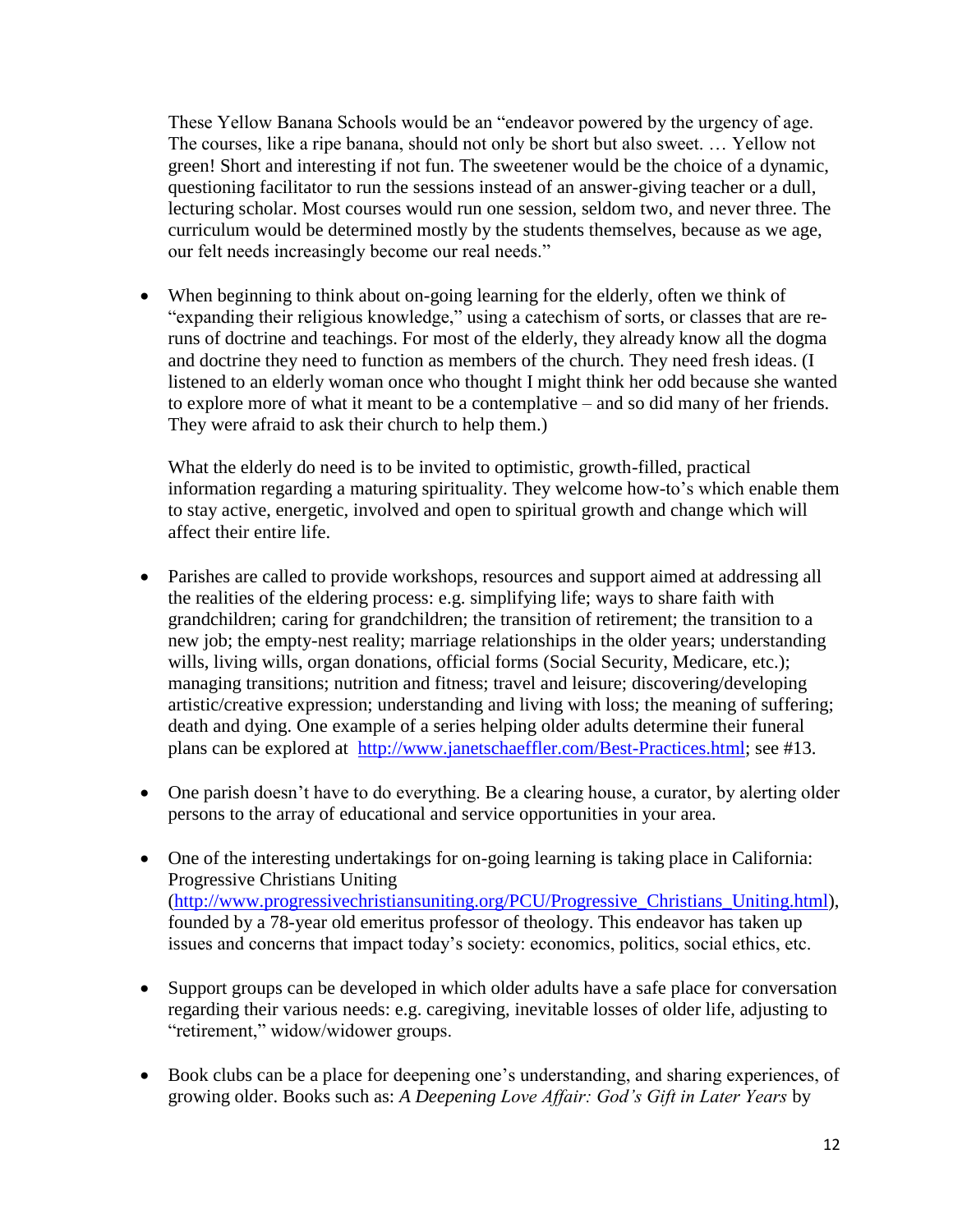These Yellow Banana Schools would be an "endeavor powered by the urgency of age. The courses, like a ripe banana, should not only be short but also sweet. … Yellow not green! Short and interesting if not fun. The sweetener would be the choice of a dynamic, questioning facilitator to run the sessions instead of an answer-giving teacher or a dull, lecturing scholar. Most courses would run one session, seldom two, and never three. The curriculum would be determined mostly by the students themselves, because as we age, our felt needs increasingly become our real needs."

- When beginning to think about on-going learning for the elderly, often we think of "expanding their religious knowledge," using a catechism of sorts, or classes that are re-runs of doctrine and teachings. For most of the elderly, they already know all the dogma and doctrine they need to function as members of the church. They need fresh ideas. (I listened to an elderly woman once who thought I might think her odd because she wanted to explore more of what it meant to be a contemplative – and so did many of her friends. They were afraid to ask their church to help them.)

  What the elderly do need is to be invited to optimistic, growth-filled, practical information regarding a maturing spirituality. They welcome how-to's which enable them to stay active, energetic, involved and open to spiritual growth and change which will affect their entire life.

- Parishes are called to provide workshops, resources and support aimed at addressing all the realities of the eldering process: e.g. simplifying life; ways to share faith with grandchildren; caring for grandchildren; the transition of retirement; the transition to a new job; the empty-nest reality; marriage relationships in the older years; understanding wills, living wills, organ donations, official forms (Social Security, Medicare, etc.); managing transitions; nutrition and fitness; travel and leisure; discovering/developing artistic/creative expression; understanding and living with loss; the meaning of suffering; death and dying. One example of a series helping older adults determine their funeral plans can be explored at http://www.janetschaeffler.com/Best-Practices.html; see #13.

- One parish doesn't have to do everything. Be a clearing house, a curator, by alerting older persons to the array of educational and service opportunities in your area.

- One of the interesting undertakings for on-going learning is taking place in California: Progressive Christians Uniting (http://www.progressivechristiansuniting.org/PCU/Progressive_Christians_Uniting.html), founded by a 78-year old emeritus professor of theology. This endeavor has taken up issues and concerns that impact today's society: economics, politics, social ethics, etc.

- Support groups can be developed in which older adults have a safe place for conversation regarding their various needs: e.g. caregiving, inevitable losses of older life, adjusting to "retirement," widow/widower groups.

- Book clubs can be a place for deepening one's understanding, and sharing experiences, of growing older. Books such as: *A Deepening Love Affair: God's Gift in Later Years* by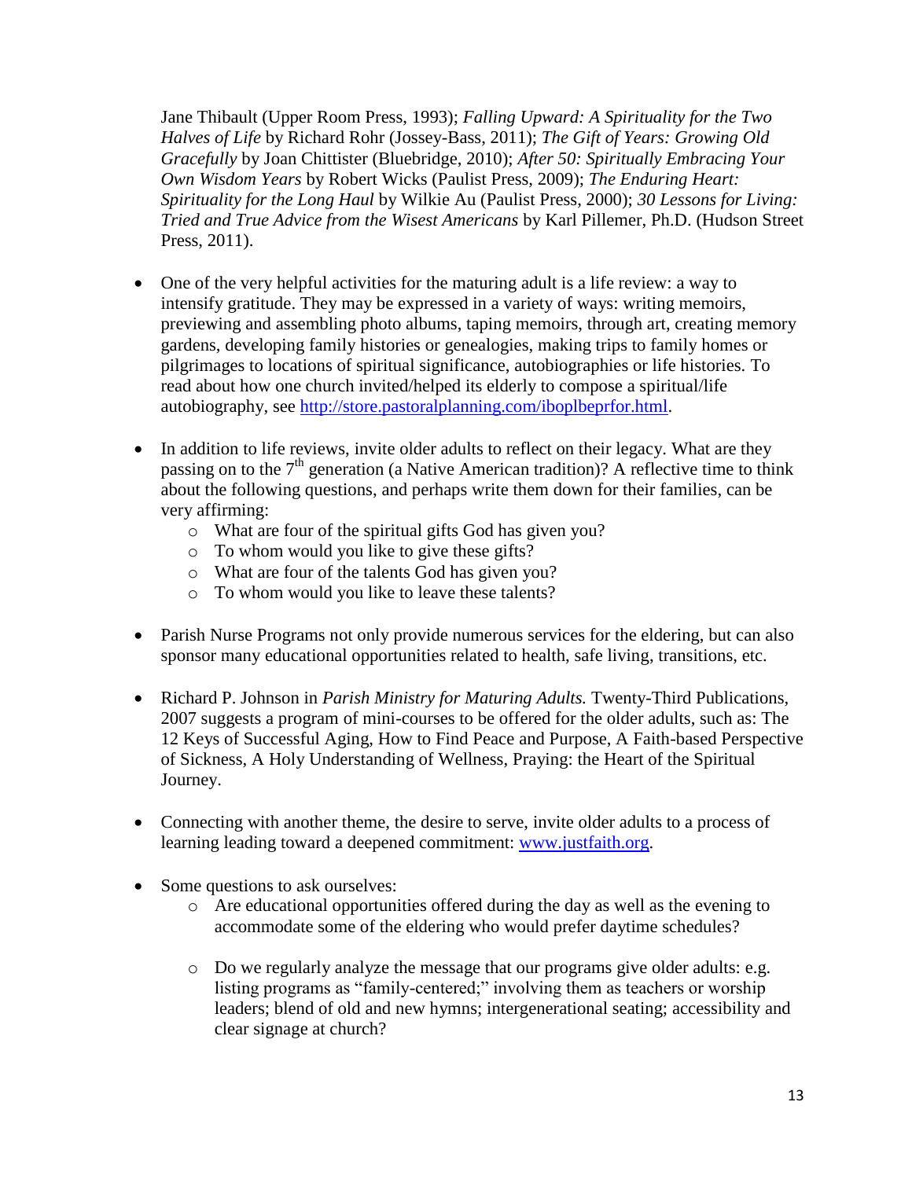Jane Thibault (Upper Room Press, 1993); *Falling Upward: A Spirituality for the Two Halves of Life* by Richard Rohr (Jossey-Bass, 2011); *The Gift of Years: Growing Old Gracefully* by Joan Chittister (Bluebridge, 2010); *After 50: Spiritually Embracing Your Own Wisdom Years* by Robert Wicks (Paulist Press, 2009); *The Enduring Heart: Spirituality for the Long Haul* by Wilkie Au (Paulist Press, 2000); *30 Lessons for Living: Tried and True Advice from the Wisest Americans* by Karl Pillemer, Ph.D. (Hudson Street Press, 2011).

- One of the very helpful activities for the maturing adult is a life review: a way to intensify gratitude. They may be expressed in a variety of ways: writing memoirs, previewing and assembling photo albums, taping memoirs, through art, creating memory gardens, developing family histories or genealogies, making trips to family homes or pilgrimages to locations of spiritual significance, autobiographies or life histories. To read about how one church invited/helped its elderly to compose a spiritual/life autobiography, see [http://store.pastoralplanning.com/iboplbeprfor.html](http://store.pastoralplanning.com/iboplbeprfor.html).

- In addition to life reviews, invite older adults to reflect on their legacy. What are they passing on to the 7th generation (a Native American tradition)? A reflective time to think about the following questions, and perhaps write them down for their families, can be very affirming:
  - What are four of the spiritual gifts God has given you?
  - To whom would you like to give these gifts?
  - What are four of the talents God has given you?
  - To whom would you like to leave these talents?

- Parish Nurse Programs not only provide numerous services for the eldering, but can also sponsor many educational opportunities related to health, safe living, transitions, etc.

- Richard P. Johnson in *Parish Ministry for Maturing Adults.* Twenty-Third Publications, 2007 suggests a program of mini-courses to be offered for the older adults, such as: The 12 Keys of Successful Aging, How to Find Peace and Purpose, A Faith-based Perspective of Sickness, A Holy Understanding of Wellness, Praying: the Heart of the Spiritual Journey.

- Connecting with another theme, the desire to serve, invite older adults to a process of learning leading toward a deepened commitment: [www.justfaith.org](http://www.justfaith.org).

- Some questions to ask ourselves:
  - Are educational opportunities offered during the day as well as the evening to accommodate some of the eldering who would prefer daytime schedules?
  - Do we regularly analyze the message that our programs give older adults: e.g. listing programs as "family-centered;" involving them as teachers or worship leaders; blend of old and new hymns; intergenerational seating; accessibility and clear signage at church?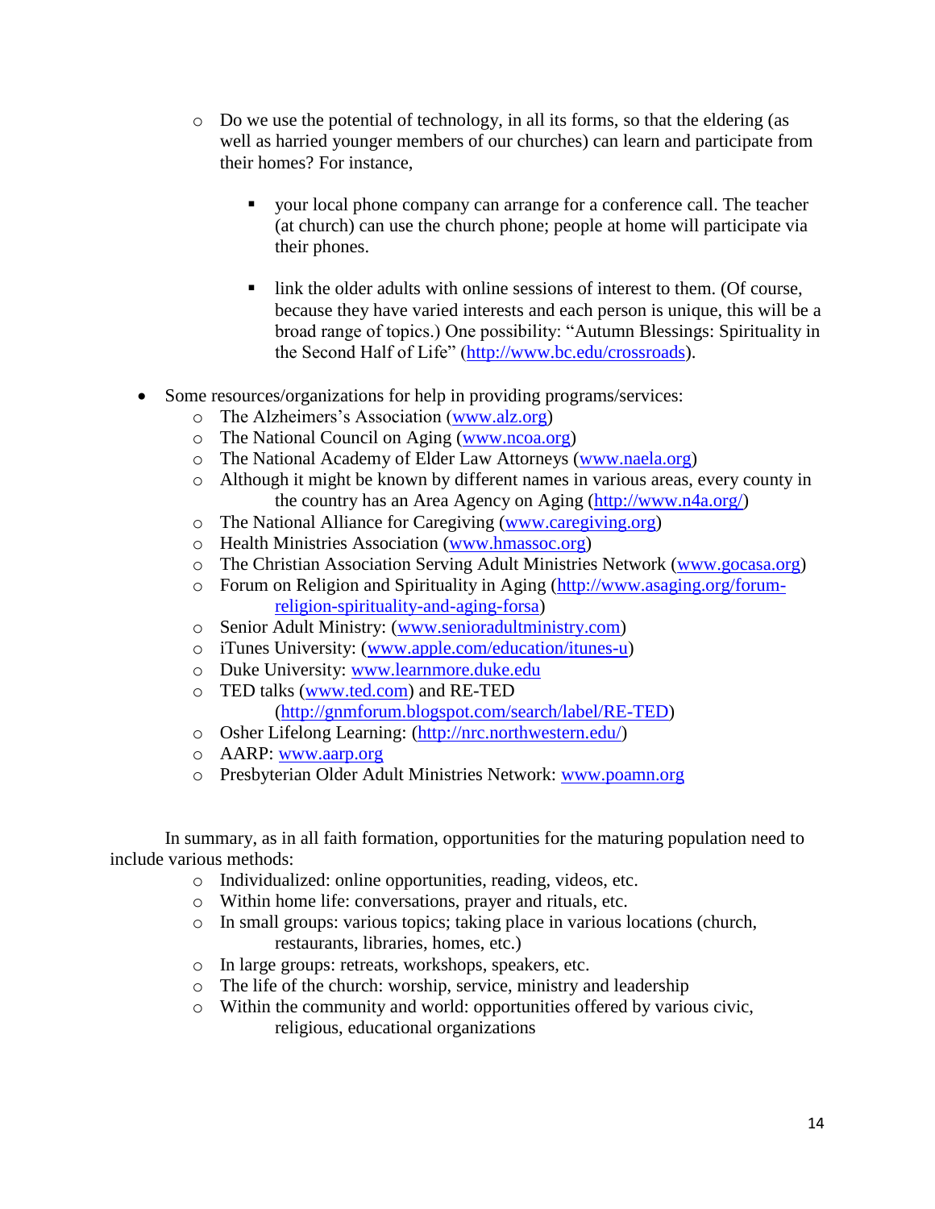- Do we use the potential of technology, in all its forms, so that the eldering (as well as harried younger members of our churches) can learn and participate from their homes? For instance,
  - your local phone company can arrange for a conference call. The teacher (at church) can use the church phone; people at home will participate via their phones.
  - link the older adults with online sessions of interest to them. (Of course, because they have varied interests and each person is unique, this will be a broad range of topics.) One possibility: "Autumn Blessings: Spirituality in the Second Half of Life" (http://www.bc.edu/crossroads).

- Some resources/organizations for help in providing programs/services:
  - The Alzheimers's Association (www.alz.org)
  - The National Council on Aging (www.ncoa.org)
  - The National Academy of Elder Law Attorneys (www.naela.org)
  - Although it might be known by different names in various areas, every county in the country has an Area Agency on Aging (http://www.n4a.org/)
  - The National Alliance for Caregiving (www.caregiving.org)
  - Health Ministries Association (www.hmassoc.org)
  - The Christian Association Serving Adult Ministries Network (www.gocasa.org)
  - Forum on Religion and Spirituality in Aging (http://www.asaging.org/forum-religion-spirituality-and-aging-forsa)
  - Senior Adult Ministry: (www.senioradultministry.com)
  - iTunes University: (www.apple.com/education/itunes-u)
  - Duke University: www.learnmore.duke.edu
  - TED talks (www.ted.com) and RE-TED (http://gnmforum.blogspot.com/search/label/RE-TED)
  - Osher Lifelong Learning: (http://nrc.northwestern.edu/)
  - AARP: www.aarp.org
  - Presbyterian Older Adult Ministries Network: www.poamn.org

In summary, as in all faith formation, opportunities for the maturing population need to include various methods:

- Individualized: online opportunities, reading, videos, etc.
- Within home life: conversations, prayer and rituals, etc.
- In small groups: various topics; taking place in various locations (church, restaurants, libraries, homes, etc.)
- In large groups: retreats, workshops, speakers, etc.
- The life of the church: worship, service, ministry and leadership
- Within the community and world: opportunities offered by various civic, religious, educational organizations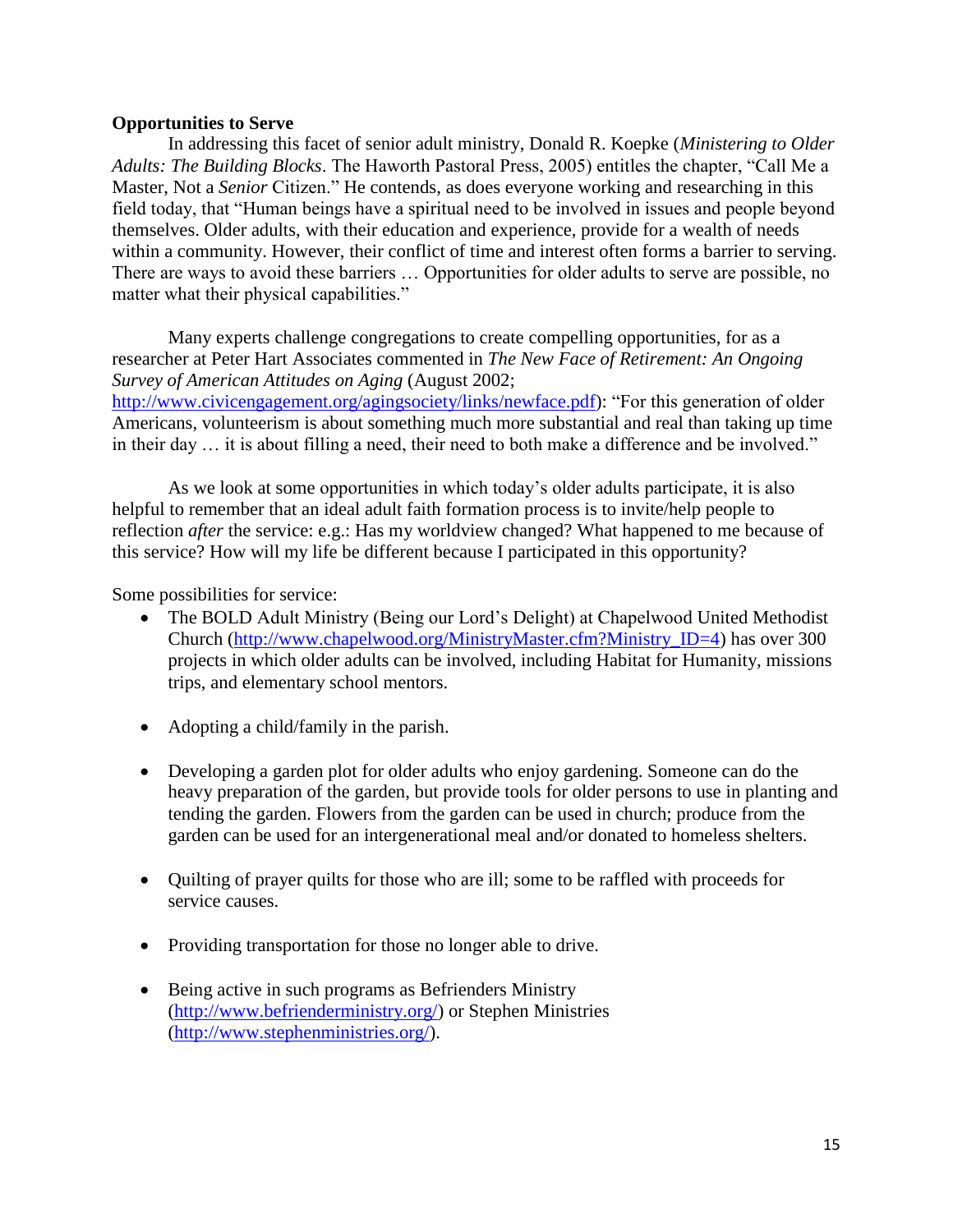**Opportunities to Serve**

In addressing this facet of senior adult ministry, Donald R. Koepke (*Ministering to Older Adults: The Building Blocks*. The Haworth Pastoral Press, 2005) entitles the chapter, "Call Me a Master, Not a *Senior* Citizen." He contends, as does everyone working and researching in this field today, that "Human beings have a spiritual need to be involved in issues and people beyond themselves. Older adults, with their education and experience, provide for a wealth of needs within a community. However, their conflict of time and interest often forms a barrier to serving. There are ways to avoid these barriers … Opportunities for older adults to serve are possible, no matter what their physical capabilities."

Many experts challenge congregations to create compelling opportunities, for as a researcher at Peter Hart Associates commented in *The New Face of Retirement: An Ongoing Survey of American Attitudes on Aging* (August 2002; http://www.civicengagement.org/agingsociety/links/newface.pdf): "For this generation of older Americans, volunteerism is about something much more substantial and real than taking up time in their day … it is about filling a need, their need to both make a difference and be involved."

As we look at some opportunities in which today's older adults participate, it is also helpful to remember that an ideal adult faith formation process is to invite/help people to reflection *after* the service: e.g.: Has my worldview changed? What happened to me because of this service? How will my life be different because I participated in this opportunity?

Some possibilities for service:

- The BOLD Adult Ministry (Being our Lord's Delight) at Chapelwood United Methodist Church (http://www.chapelwood.org/MinistryMaster.cfm?Ministry_ID=4) has over 300 projects in which older adults can be involved, including Habitat for Humanity, missions trips, and elementary school mentors.

- Adopting a child/family in the parish.

- Developing a garden plot for older adults who enjoy gardening. Someone can do the heavy preparation of the garden, but provide tools for older persons to use in planting and tending the garden. Flowers from the garden can be used in church; produce from the garden can be used for an intergenerational meal and/or donated to homeless shelters.

- Quilting of prayer quilts for those who are ill; some to be raffled with proceeds for service causes.

- Providing transportation for those no longer able to drive.

- Being active in such programs as Befrienders Ministry (http://www.befrienderministry.org/) or Stephen Ministries (http://www.stephenministries.org/).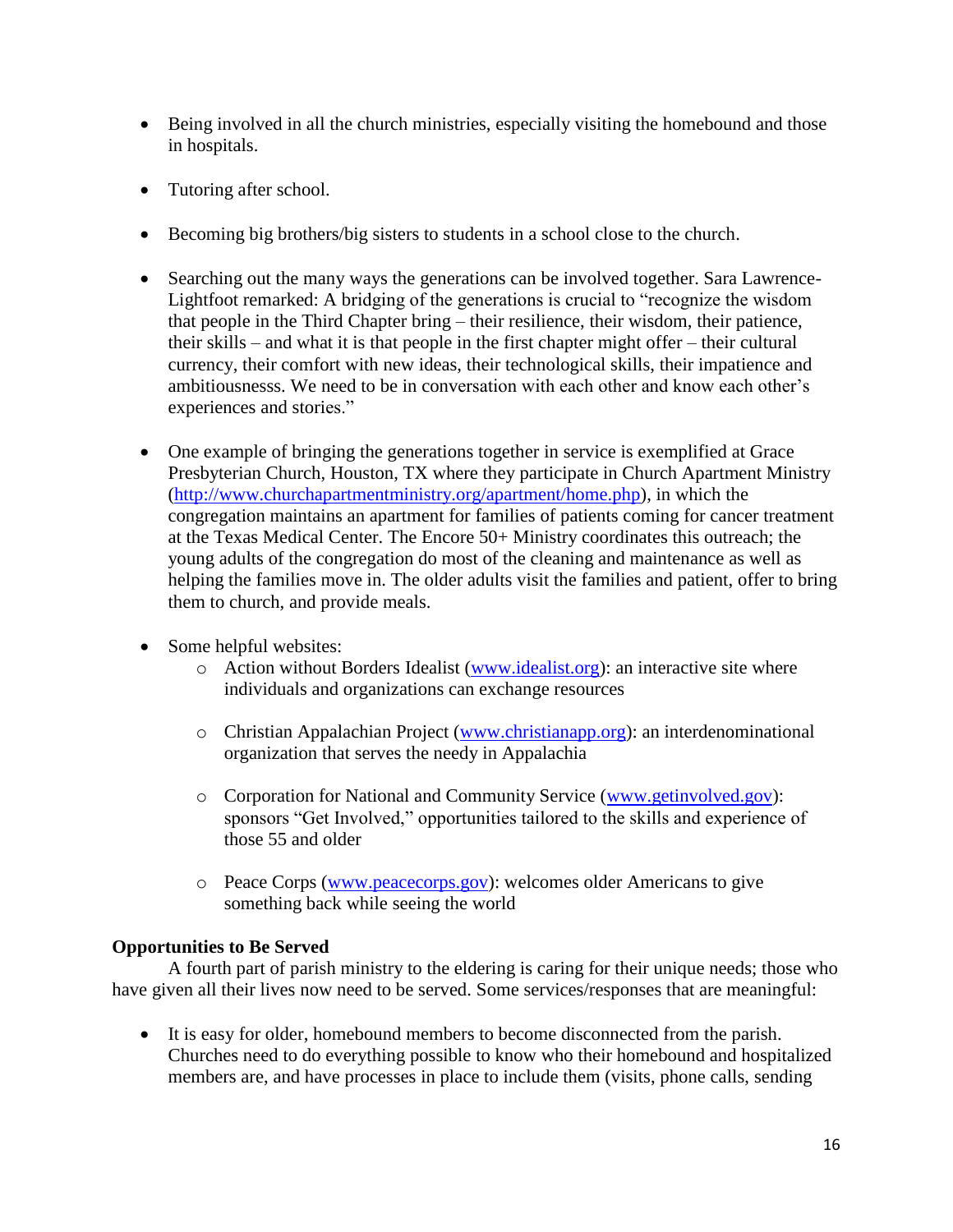- Being involved in all the church ministries, especially visiting the homebound and those in hospitals.

- Tutoring after school.

- Becoming big brothers/big sisters to students in a school close to the church.

- Searching out the many ways the generations can be involved together. Sara Lawrence-Lightfoot remarked: A bridging of the generations is crucial to "recognize the wisdom that people in the Third Chapter bring – their resilience, their wisdom, their patience, their skills – and what it is that people in the first chapter might offer – their cultural currency, their comfort with new ideas, their technological skills, their impatience and ambitiousnesss. We need to be in conversation with each other and know each other's experiences and stories."

- One example of bringing the generations together in service is exemplified at Grace Presbyterian Church, Houston, TX where they participate in Church Apartment Ministry (http://www.churchapartmentministry.org/apartment/home.php), in which the congregation maintains an apartment for families of patients coming for cancer treatment at the Texas Medical Center. The Encore 50+ Ministry coordinates this outreach; the young adults of the congregation do most of the cleaning and maintenance as well as helping the families move in. The older adults visit the families and patient, offer to bring them to church, and provide meals.

- Some helpful websites:
  - Action without Borders Idealist (www.idealist.org): an interactive site where individuals and organizations can exchange resources
  - Christian Appalachian Project (www.christianapp.org): an interdenominational organization that serves the needy in Appalachia
  - Corporation for National and Community Service (www.getinvolved.gov): sponsors "Get Involved," opportunities tailored to the skills and experience of those 55 and older
  - Peace Corps (www.peacecorps.gov): welcomes older Americans to give something back while seeing the world

**Opportunities to Be Served**

A fourth part of parish ministry to the eldering is caring for their unique needs; those who have given all their lives now need to be served. Some services/responses that are meaningful:

- It is easy for older, homebound members to become disconnected from the parish. Churches need to do everything possible to know who their homebound and hospitalized members are, and have processes in place to include them (visits, phone calls, sending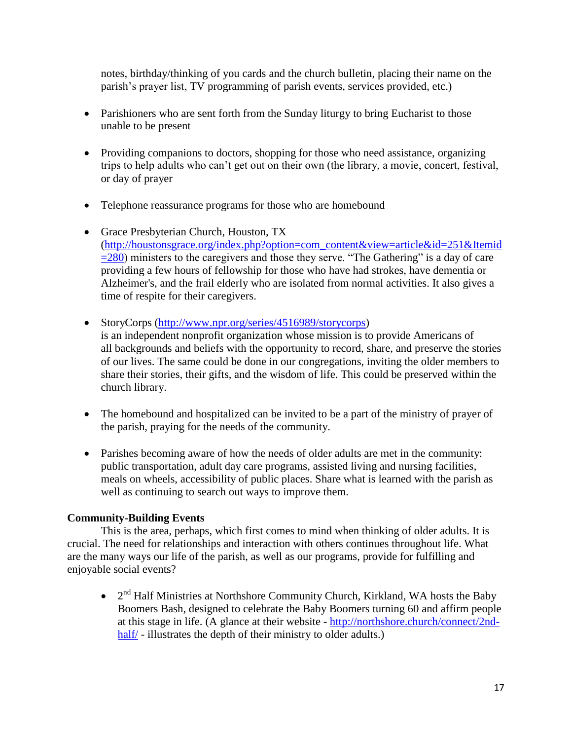notes, birthday/thinking of you cards and the church bulletin, placing their name on the parish's prayer list, TV programming of parish events, services provided, etc.)

- Parishioners who are sent forth from the Sunday liturgy to bring Eucharist to those unable to be present

- Providing companions to doctors, shopping for those who need assistance, organizing trips to help adults who can't get out on their own (the library, a movie, concert, festival, or day of prayer

- Telephone reassurance programs for those who are homebound

- Grace Presbyterian Church, Houston, TX (http://houstonsgrace.org/index.php?option=com_content&view=article&id=251&Itemid=280) ministers to the caregivers and those they serve. "The Gathering" is a day of care providing a few hours of fellowship for those who have had strokes, have dementia or Alzheimer's, and the frail elderly who are isolated from normal activities. It also gives a time of respite for their caregivers.

- StoryCorps (http://www.npr.org/series/4516989/storycorps) is an independent nonprofit organization whose mission is to provide Americans of all backgrounds and beliefs with the opportunity to record, share, and preserve the stories of our lives. The same could be done in our congregations, inviting the older members to share their stories, their gifts, and the wisdom of life. This could be preserved within the church library.

- The homebound and hospitalized can be invited to be a part of the ministry of prayer of the parish, praying for the needs of the community.

- Parishes becoming aware of how the needs of older adults are met in the community: public transportation, adult day care programs, assisted living and nursing facilities, meals on wheels, accessibility of public places. Share what is learned with the parish as well as continuing to search out ways to improve them.

**Community-Building Events**

This is the area, perhaps, which first comes to mind when thinking of older adults. It is crucial. The need for relationships and interaction with others continues throughout life. What are the many ways our life of the parish, as well as our programs, provide for fulfilling and enjoyable social events?

- 2nd Half Ministries at Northshore Community Church, Kirkland, WA hosts the Baby Boomers Bash, designed to celebrate the Baby Boomers turning 60 and affirm people at this stage in life. (A glance at their website - http://northshore.church/connect/2nd-half/ - illustrates the depth of their ministry to older adults.)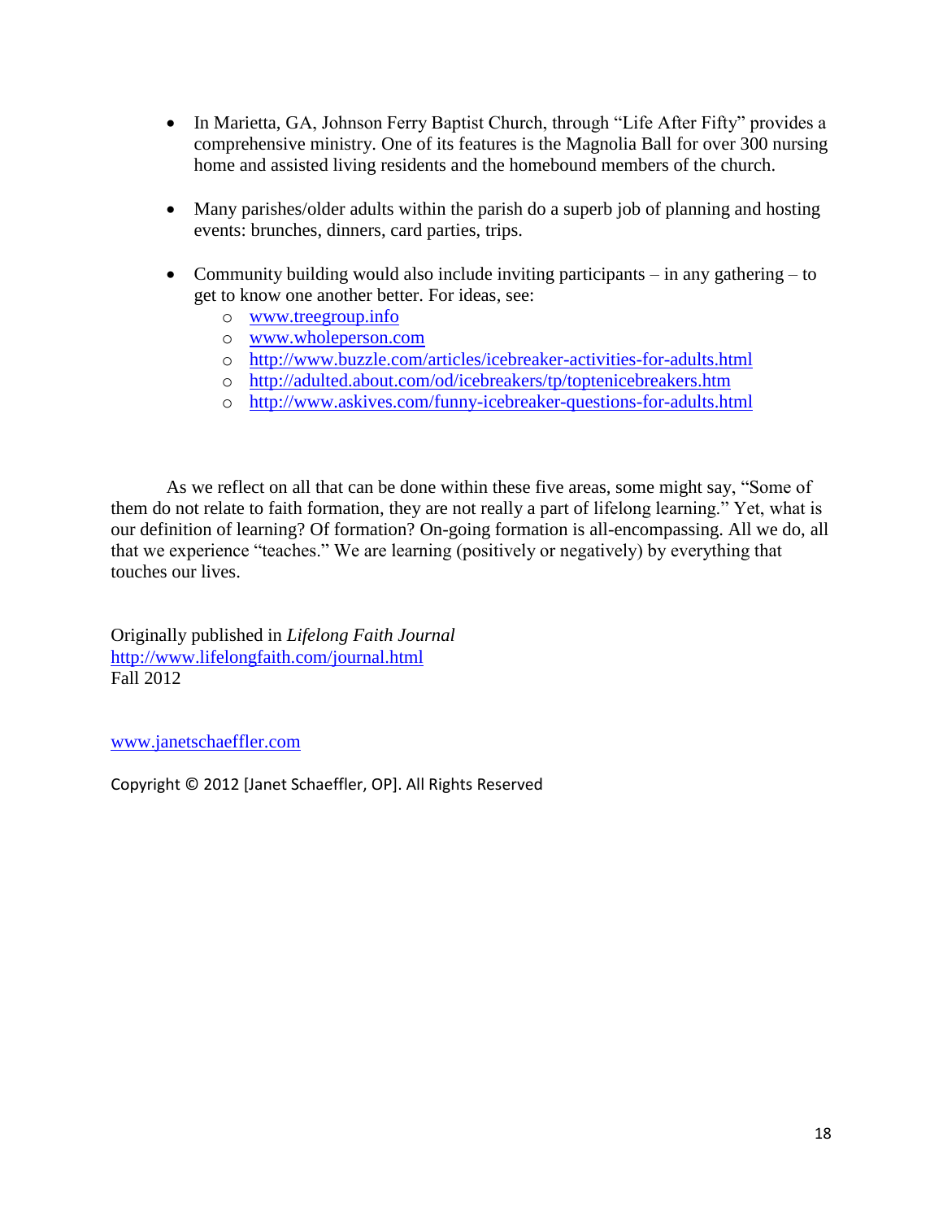- In Marietta, GA, Johnson Ferry Baptist Church, through "Life After Fifty" provides a comprehensive ministry. One of its features is the Magnolia Ball for over 300 nursing home and assisted living residents and the homebound members of the church.

- Many parishes/older adults within the parish do a superb job of planning and hosting events: brunches, dinners, card parties, trips.

- Community building would also include inviting participants – in any gathering – to get to know one another better. For ideas, see:
  - www.treegroup.info
  - www.wholeperson.com
  - http://www.buzzle.com/articles/icebreaker-activities-for-adults.html
  - http://adulted.about.com/od/icebreakers/tp/toptenicebreakers.htm
  - http://www.askives.com/funny-icebreaker-questions-for-adults.html

As we reflect on all that can be done within these five areas, some might say, "Some of them do not relate to faith formation, they are not really a part of lifelong learning." Yet, what is our definition of learning? Of formation? On-going formation is all-encompassing. All we do, all that we experience "teaches." We are learning (positively or negatively) by everything that touches our lives.

Originally published in *Lifelong Faith Journal*
http://www.lifelongfaith.com/journal.html
Fall 2012

www.janetschaeffler.com

Copyright © 2012 [Janet Schaeffler, OP]. All Rights Reserved